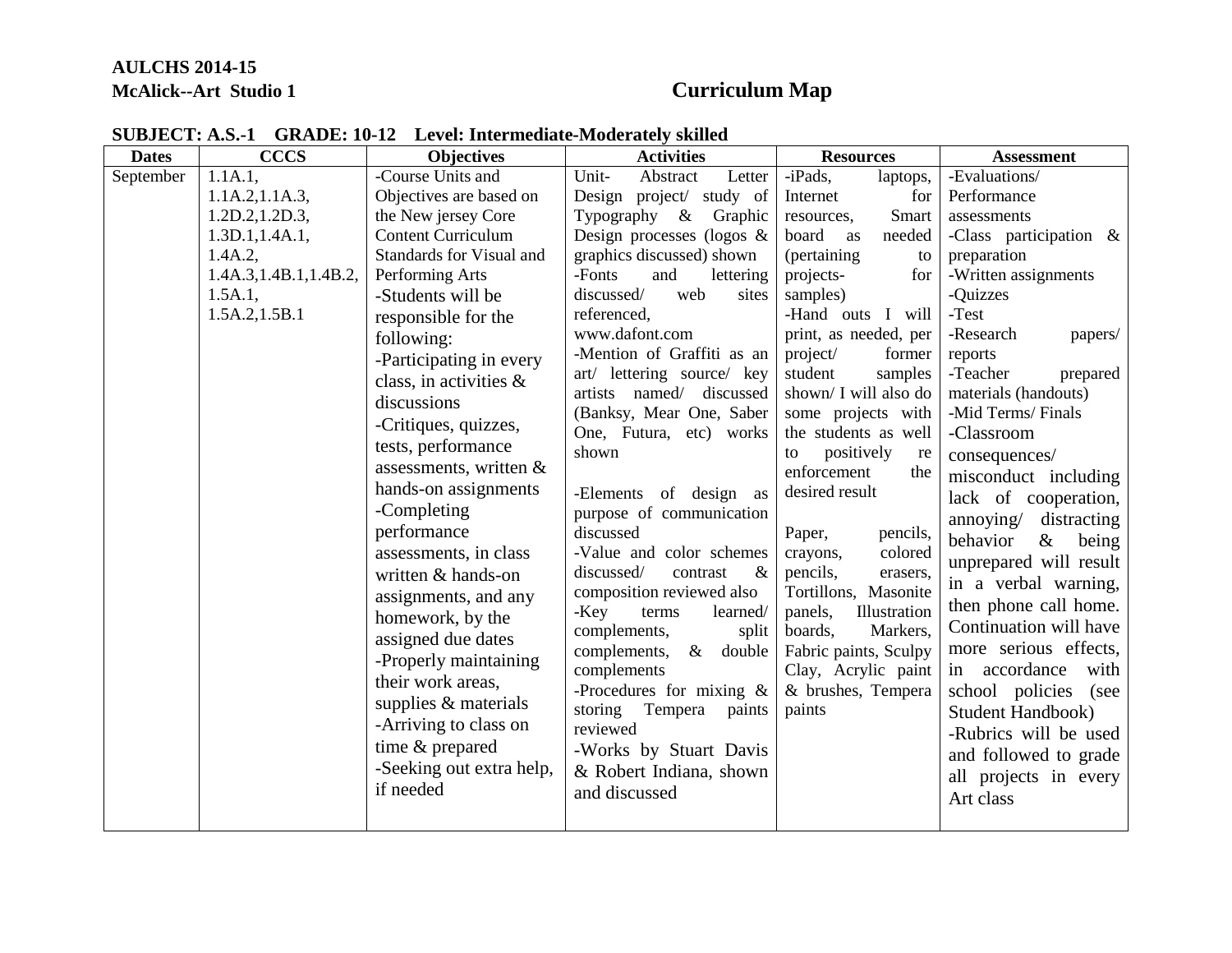**AULCHS 2014-15**
**McAlick--Art Studio 1**

# Curriculum Map

**SUBJECT: A.S.-1 GRADE: 10-12 Level: Intermediate-Moderately skilled**

| Dates | CCCS | Objectives | Activities | Resources | Assessment |
|---|---|---|---|---|---|
| September | 1.1A.1, 1.1A.2,1.1A.3, 1.2D.2,1.2D.3, 1.3D.1,1.4A.1, 1.4A.2, 1.4A.3,1.4B.1,1.4B.2, 1.5A.1, 1.5A.2,1.5B.1 | -Course Units and Objectives are based on the New jersey Core Content Curriculum Standards for Visual and Performing Arts<br>-Students will be responsible for the following:<br>-Participating in every class, in activities & discussions<br>-Critiques, quizzes, tests, performance assessments, written & hands-on assignments<br>-Completing performance assessments, in class written & hands-on assignments, and any homework, by the assigned due dates<br>-Properly maintaining their work areas, supplies & materials<br>-Arriving to class on time & prepared<br>-Seeking out extra help, if needed | Unit- Abstract Letter Design project/ study of Typography & Graphic Design processes (logos & graphics discussed) shown<br>-Fonts and lettering discussed/ web sites referenced, www.dafont.com<br>-Mention of Graffiti as an art/ lettering source/ key artists named/ discussed (Banksy, Mear One, Saber One, Futura, etc) works shown<br><br>-Elements of design as purpose of communication discussed<br>-Value and color schemes discussed/ contrast & composition reviewed also<br>-Key terms learned/ complements, split complements, & double complements<br>-Procedures for mixing & storing Tempera paints reviewed<br>-Works by Stuart Davis & Robert Indiana, shown and discussed | -iPads, laptops, Internet for resources, Smart board as needed (pertaining to projects- for samples)<br>-Hand outs I will print, as needed, per project/ former student samples shown/ I will also do some projects with the students as well to positively re enforcement the desired result<br><br>Paper, pencils, crayons, colored pencils, erasers, Tortillons, Masonite panels, Illustration boards, Markers, Fabric paints, Sculpy Clay, Acrylic paint & brushes, Tempera paints | -Evaluations/ Performance assessments<br>-Class participation & preparation<br>-Written assignments<br>-Quizzes<br>-Test<br>-Research papers/ reports<br>-Teacher prepared materials (handouts)<br>-Mid Terms/ Finals<br>-Classroom consequences/ misconduct including lack of cooperation, annoying/ distracting behavior & being unprepared will result in a verbal warning, then phone call home. Continuation will have more serious effects, in accordance with school policies (see Student Handbook)<br>-Rubrics will be used and followed to grade all projects in every Art class |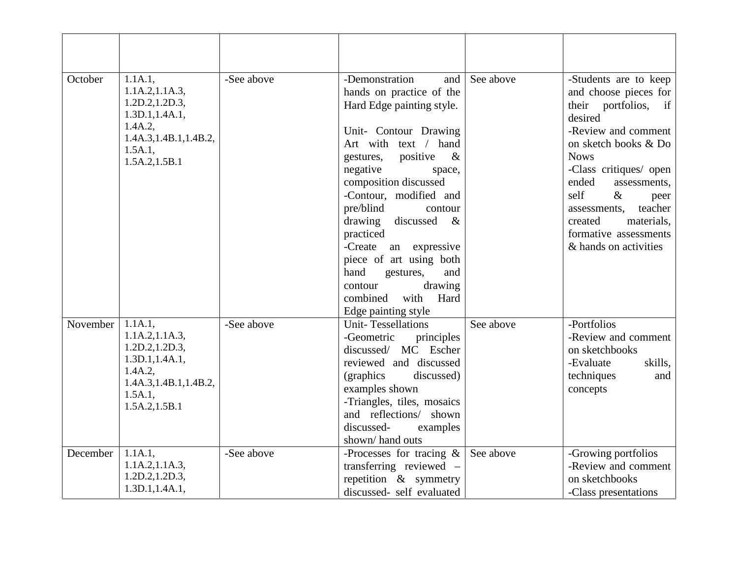| | | | | | |
|---|---|---|---|---|---|
| October | 1.1A.1, 1.1A.2,1.1A.3, 1.2D.2,1.2D.3, 1.3D.1,1.4A.1, 1.4A.2, 1.4A.3,1.4B.1,1.4B.2, 1.5A.1, 1.5A.2,1.5B.1 | -See above | -Demonstration and hands on practice of the Hard Edge painting style.<br><br>Unit- Contour Drawing Art with text / hand gestures, positive & negative space, composition discussed<br>-Contour, modified and pre/blind contour drawing discussed & practiced<br>-Create an expressive piece of art using both hand gestures, and contour drawing combined with Hard Edge painting style | See above | -Students are to keep and choose pieces for their portfolios, if desired<br>-Review and comment on sketch books & Do Nows<br>-Class critiques/ open ended assessments, self & peer assessments, teacher created materials, formative assessments & hands on activities |
| November | 1.1A.1, 1.1A.2,1.1A.3, 1.2D.2,1.2D.3, 1.3D.1,1.4A.1, 1.4A.2, 1.4A.3,1.4B.1,1.4B.2, 1.5A.1, 1.5A.2,1.5B.1 | -See above | Unit- Tessellations<br>-Geometric principles discussed/ MC Escher reviewed and discussed (graphics discussed) examples shown<br>-Triangles, tiles, mosaics and reflections/ shown discussed- examples shown/ hand outs | See above | -Portfolios<br>-Review and comment on sketchbooks<br>-Evaluate skills, techniques and concepts |
| December | 1.1A.1, 1.1A.2,1.1A.3, 1.2D.2,1.2D.3, 1.3D.1,1.4A.1, | -See above | -Processes for tracing & transferring reviewed – repetition & symmetry discussed- self evaluated | See above | -Growing portfolios<br>-Review and comment on sketchbooks<br>-Class presentations |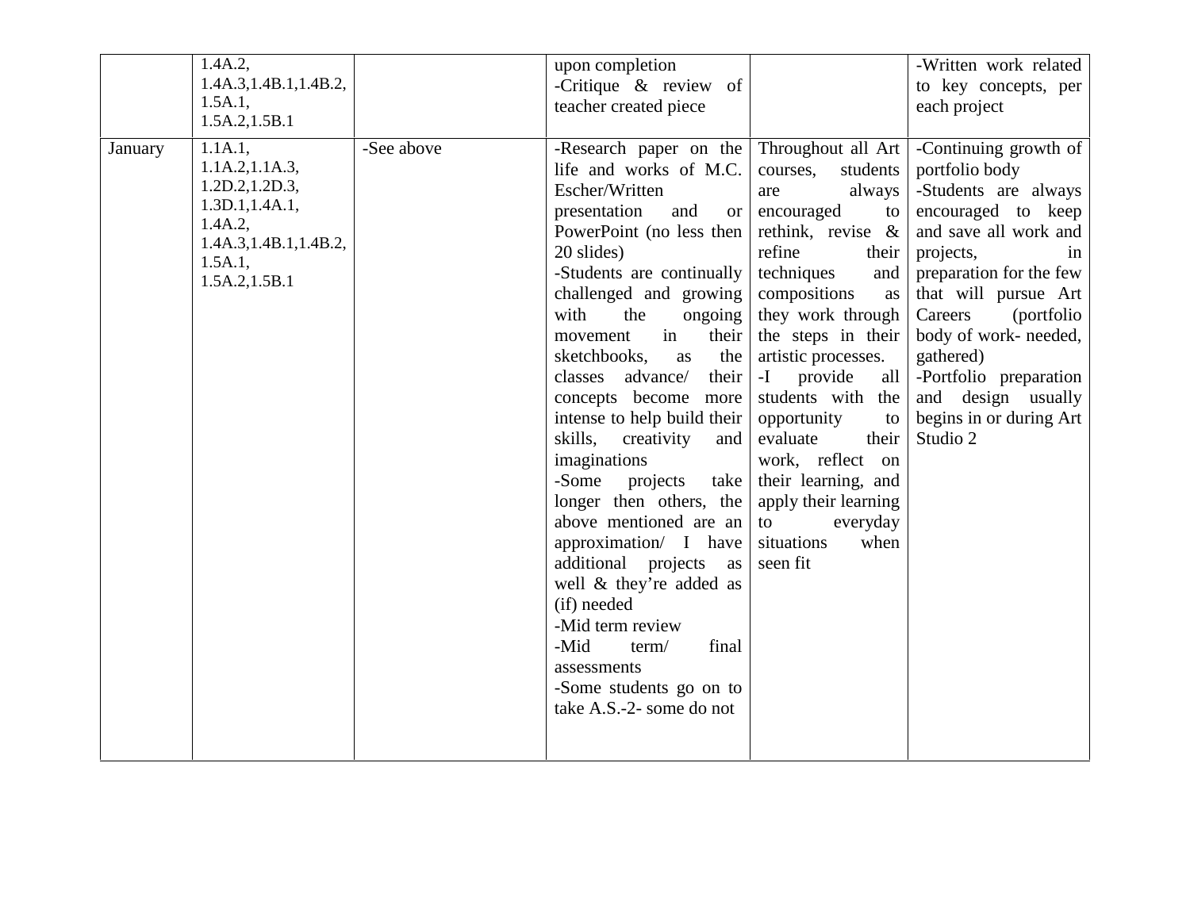| | | | | | |
|---|---|---|---|---|---|
| | 1.4A.2, 1.4A.3,1.4B.1,1.4B.2, 1.5A.1, 1.5A.2,1.5B.1 | | upon completion<br>-Critique & review of teacher created piece | | -Written work related to key concepts, per each project |
| January | 1.1A.1, 1.1A.2,1.1A.3, 1.2D.2,1.2D.3, 1.3D.1,1.4A.1, 1.4A.2, 1.4A.3,1.4B.1,1.4B.2, 1.5A.1, 1.5A.2,1.5B.1 | -See above | -Research paper on the life and works of M.C. Escher/Written presentation and or PowerPoint (no less then 20 slides)<br>-Students are continually challenged and growing with the ongoing movement in their sketchbooks, as the classes advance/ their concepts become more intense to help build their skills, creativity and imaginations<br>-Some projects take longer then others, the above mentioned are an approximation/ I have additional projects as well & they're added as (if) needed<br>-Mid term review<br>-Mid term/ final assessments<br>-Some students go on to take A.S.-2- some do not | Throughout all Art courses, students are always encouraged to rethink, revise & refine their techniques and compositions as they work through the steps in their artistic processes.<br>-I provide all students with the opportunity to evaluate their work, reflect on their learning, and apply their learning to everyday situations when seen fit | -Continuing growth of portfolio body<br>-Students are always encouraged to keep and save all work and projects, in preparation for the few that will pursue Art Careers (portfolio body of work- needed, gathered)<br>-Portfolio preparation and design usually begins in or during Art Studio 2 |